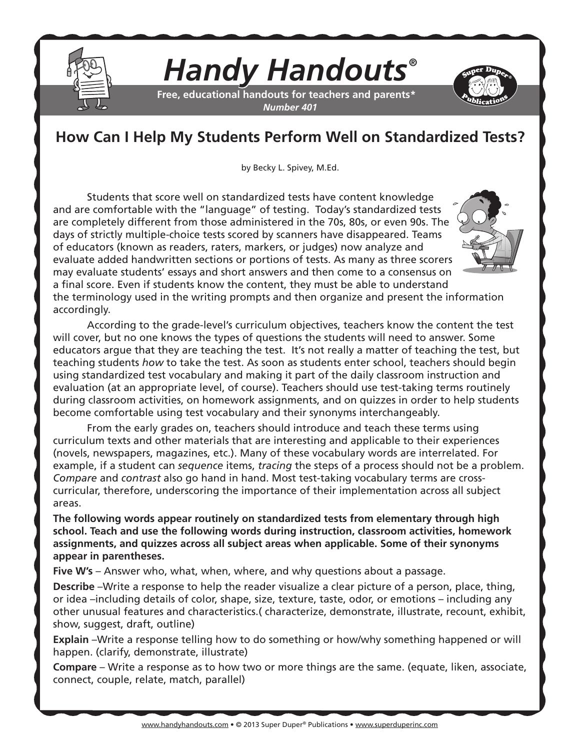# Handy Handouts®

**Free, educational handouts for teachers and parents***
***Number 401***

## How Can I Help My Students Perform Well on Standardized Tests?

by Becky L. Spivey, M.Ed.

Students that score well on standardized tests have content knowledge and are comfortable with the "language" of testing. Today's standardized tests are completely different from those administered in the 70s, 80s, or even 90s. The days of strictly multiple-choice tests scored by scanners have disappeared. Teams of educators (known as readers, raters, markers, or judges) now analyze and evaluate added handwritten sections or portions of tests. As many as three scorers may evaluate students' essays and short answers and then come to a consensus on a final score. Even if students know the content, they must be able to understand the terminology used in the writing prompts and then organize and present the information accordingly.

According to the grade-level's curriculum objectives, teachers know the content the test will cover, but no one knows the types of questions the students will need to answer. Some educators argue that they are teaching the test. It's not really a matter of teaching the test, but teaching students *how* to take the test. As soon as students enter school, teachers should begin using standardized test vocabulary and making it part of the daily classroom instruction and evaluation (at an appropriate level, of course). Teachers should use test-taking terms routinely during classroom activities, on homework assignments, and on quizzes in order to help students become comfortable using test vocabulary and their synonyms interchangeably.

From the early grades on, teachers should introduce and teach these terms using curriculum texts and other materials that are interesting and applicable to their experiences (novels, newspapers, magazines, etc.). Many of these vocabulary words are interrelated. For example, if a student can *sequence* items, *tracing* the steps of a process should not be a problem. *Compare* and *contrast* also go hand in hand. Most test-taking vocabulary terms are cross-curricular, therefore, underscoring the importance of their implementation across all subject areas.

**The following words appear routinely on standardized tests from elementary through high school. Teach and use the following words during instruction, classroom activities, homework assignments, and quizzes across all subject areas when applicable. Some of their synonyms appear in parentheses.**

**Five W's** – Answer who, what, when, where, and why questions about a passage.

**Describe** –Write a response to help the reader visualize a clear picture of a person, place, thing, or idea –including details of color, shape, size, texture, taste, odor, or emotions – including any other unusual features and characteristics.( characterize, demonstrate, illustrate, recount, exhibit, show, suggest, draft, outline)

**Explain** –Write a response telling how to do something or how/why something happened or will happen. (clarify, demonstrate, illustrate)

**Compare** – Write a response as to how two or more things are the same. (equate, liken, associate, connect, couple, relate, match, parallel)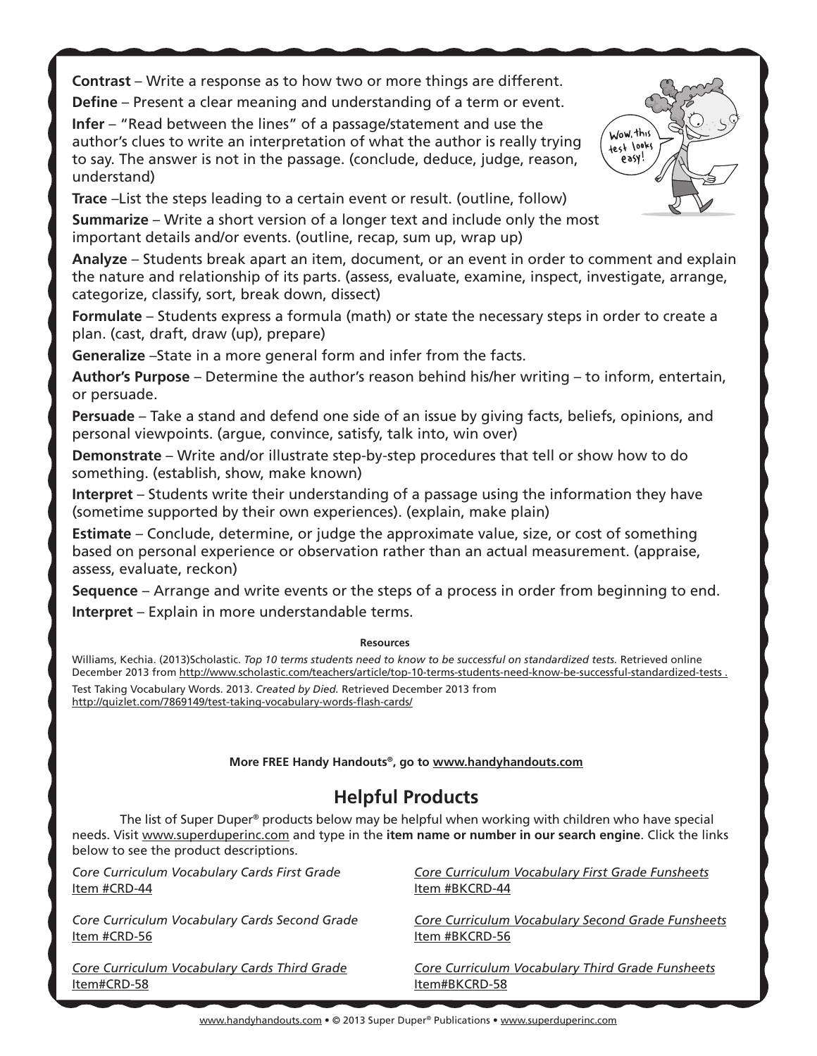**Contrast** – Write a response as to how two or more things are different.

**Define** – Present a clear meaning and understanding of a term or event.

**Infer** – "Read between the lines" of a passage/statement and use the author's clues to write an interpretation of what the author is really trying to say. The answer is not in the passage. (conclude, deduce, judge, reason, understand)

**Trace** –List the steps leading to a certain event or result. (outline, follow)

**Summarize** – Write a short version of a longer text and include only the most important details and/or events. (outline, recap, sum up, wrap up)

**Analyze** – Students break apart an item, document, or an event in order to comment and explain the nature and relationship of its parts. (assess, evaluate, examine, inspect, investigate, arrange, categorize, classify, sort, break down, dissect)

**Formulate** – Students express a formula (math) or state the necessary steps in order to create a plan. (cast, draft, draw (up), prepare)

**Generalize** –State in a more general form and infer from the facts.

**Author's Purpose** – Determine the author's reason behind his/her writing – to inform, entertain, or persuade.

**Persuade** – Take a stand and defend one side of an issue by giving facts, beliefs, opinions, and personal viewpoints. (argue, convince, satisfy, talk into, win over)

**Demonstrate** – Write and/or illustrate step-by-step procedures that tell or show how to do something. (establish, show, make known)

**Interpret** – Students write their understanding of a passage using the information they have (sometime supported by their own experiences). (explain, make plain)

**Estimate** – Conclude, determine, or judge the approximate value, size, or cost of something based on personal experience or observation rather than an actual measurement. (appraise, assess, evaluate, reckon)

**Sequence** – Arrange and write events or the steps of a process in order from beginning to end.

**Interpret** – Explain in more understandable terms.

**Resources**

Williams, Kechia. (2013)Scholastic. *Top 10 terms students need to know to be successful on standardized tests.* Retrieved online December 2013 from http://www.scholastic.com/teachers/article/top-10-terms-students-need-know-be-successful-standardized-tests .

Test Taking Vocabulary Words. 2013. *Created by Died.* Retrieved December 2013 from http://quizlet.com/7869149/test-taking-vocabulary-words-flash-cards/

**More FREE Handy Handouts®, go to www.handyhandouts.com**

## Helpful Products

The list of Super Duper® products below may be helpful when working with children who have special needs. Visit www.superduperinc.com and type in the **item name or number in our search engine**. Click the links below to see the product descriptions.

*Core Curriculum Vocabulary Cards First Grade*
Item #CRD-44

*Core Curriculum Vocabulary Cards Second Grade*
Item #CRD-56

*Core Curriculum Vocabulary Cards Third Grade*
Item#CRD-58

*Core Curriculum Vocabulary First Grade Funsheets*
Item #BKCRD-44

*Core Curriculum Vocabulary Second Grade Funsheets*
Item #BKCRD-56

*Core Curriculum Vocabulary Third Grade Funsheets*
Item#BKCRD-58